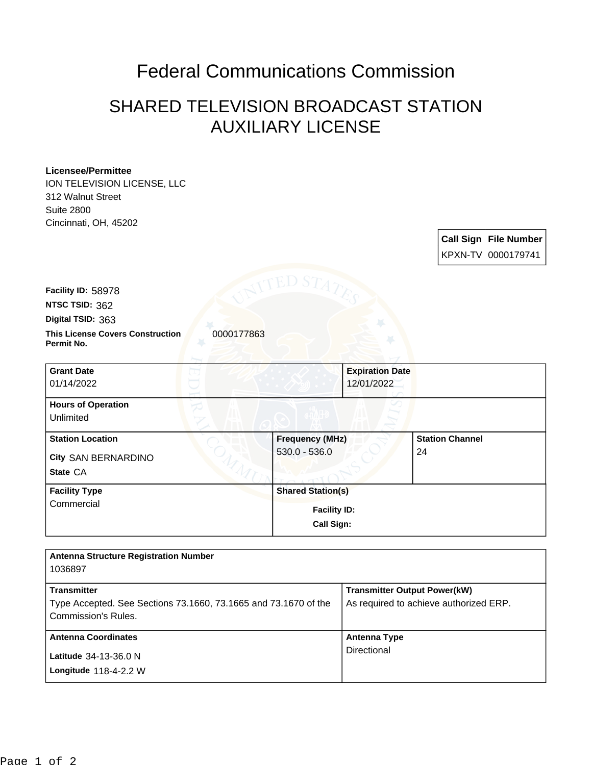# Federal Communications Commission

## SHARED TELEVISION BROADCAST STATION AUXILIARY LICENSE

**Licensee/Permittee**
ION TELEVISION LICENSE, LLC
312 Walnut Street
Suite 2800
Cincinnati, OH, 45202

| Call Sign | File Number |
|---|---|
| KPXN-TV | 0000179741 |

**Facility ID:** 58978
**NTSC TSID:** 362
**Digital TSID:** 363
**This License Covers Construction Permit No.** 0000177863

| Grant Date | Expiration Date |
|---|---|
| 01/14/2022 | 12/01/2022 |

**Hours of Operation**
Unlimited

| Station Location | Frequency (MHz) | Station Channel |
|---|---|---|
| City SAN BERNARDINO<br>State CA | 530.0 - 536.0 | 24 |

| Facility Type | Shared Station(s) |
|---|---|
| Commercial | Facility ID:<br>Call Sign: |

**Antenna Structure Registration Number**
1036897

| Transmitter | Transmitter Output Power(kW) |
|---|---|
| Type Accepted. See Sections 73.1660, 73.1665 and 73.1670 of the Commission's Rules. | As required to achieve authorized ERP. |

| Antenna Coordinates | Antenna Type |
|---|---|
| Latitude 34-13-36.0 N<br>Longitude 118-4-2.2 W | Directional |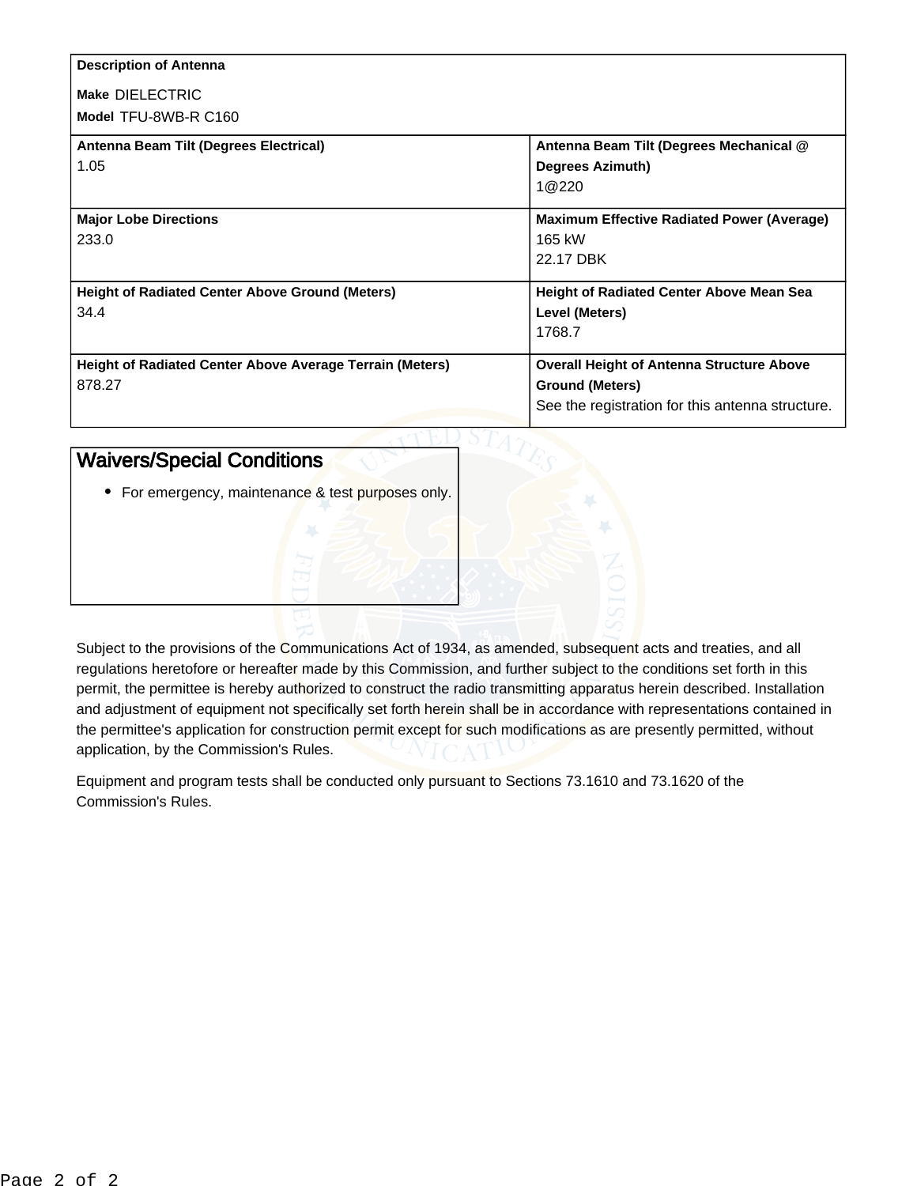| | |
|---|---|
| **Description of Antenna**<br>**Make** DIELECTRIC<br>**Model** TFU-8WB-R C160 | |
| **Antenna Beam Tilt (Degrees Electrical)**<br>1.05 | **Antenna Beam Tilt (Degrees Mechanical @ Degrees Azimuth)**<br>1@220 |
| **Major Lobe Directions**<br>233.0 | **Maximum Effective Radiated Power (Average)**<br>165 kW<br>22.17 DBK |
| **Height of Radiated Center Above Ground (Meters)**<br>34.4 | **Height of Radiated Center Above Mean Sea Level (Meters)**<br>1768.7 |
| **Height of Radiated Center Above Average Terrain (Meters)**<br>878.27 | **Overall Height of Antenna Structure Above Ground (Meters)**<br>See the registration for this antenna structure. |

## Waivers/Special Conditions

- For emergency, maintenance & test purposes only.

Subject to the provisions of the Communications Act of 1934, as amended, subsequent acts and treaties, and all regulations heretofore or hereafter made by this Commission, and further subject to the conditions set forth in this permit, the permittee is hereby authorized to construct the radio transmitting apparatus herein described. Installation and adjustment of equipment not specifically set forth herein shall be in accordance with representations contained in the permittee's application for construction permit except for such modifications as are presently permitted, without application, by the Commission's Rules.

Equipment and program tests shall be conducted only pursuant to Sections 73.1610 and 73.1620 of the Commission's Rules.